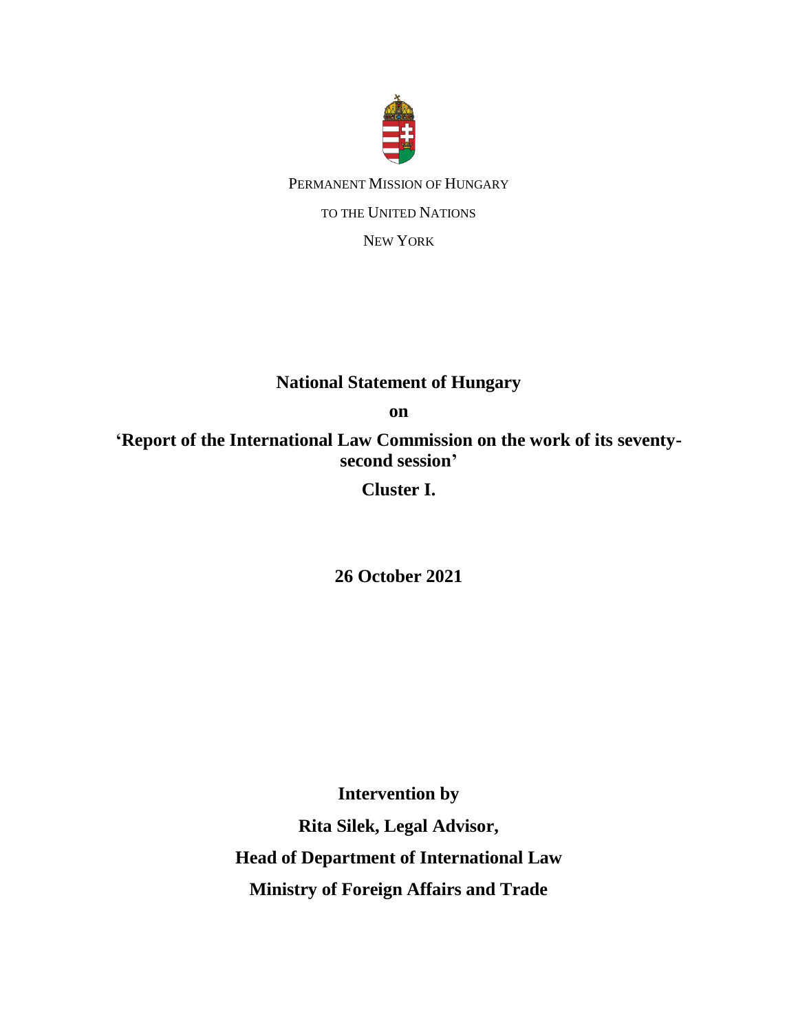PERMANENT MISSION OF HUNGARY

TO THE UNITED NATIONS

NEW YORK

**National Statement of Hungary**

**on**

**'Report of the International Law Commission on the work of its seventy-second session'**

**Cluster I.**

**26 October 2021**

**Intervention by**

**Rita Silek, Legal Advisor,**

**Head of Department of International Law**

**Ministry of Foreign Affairs and Trade**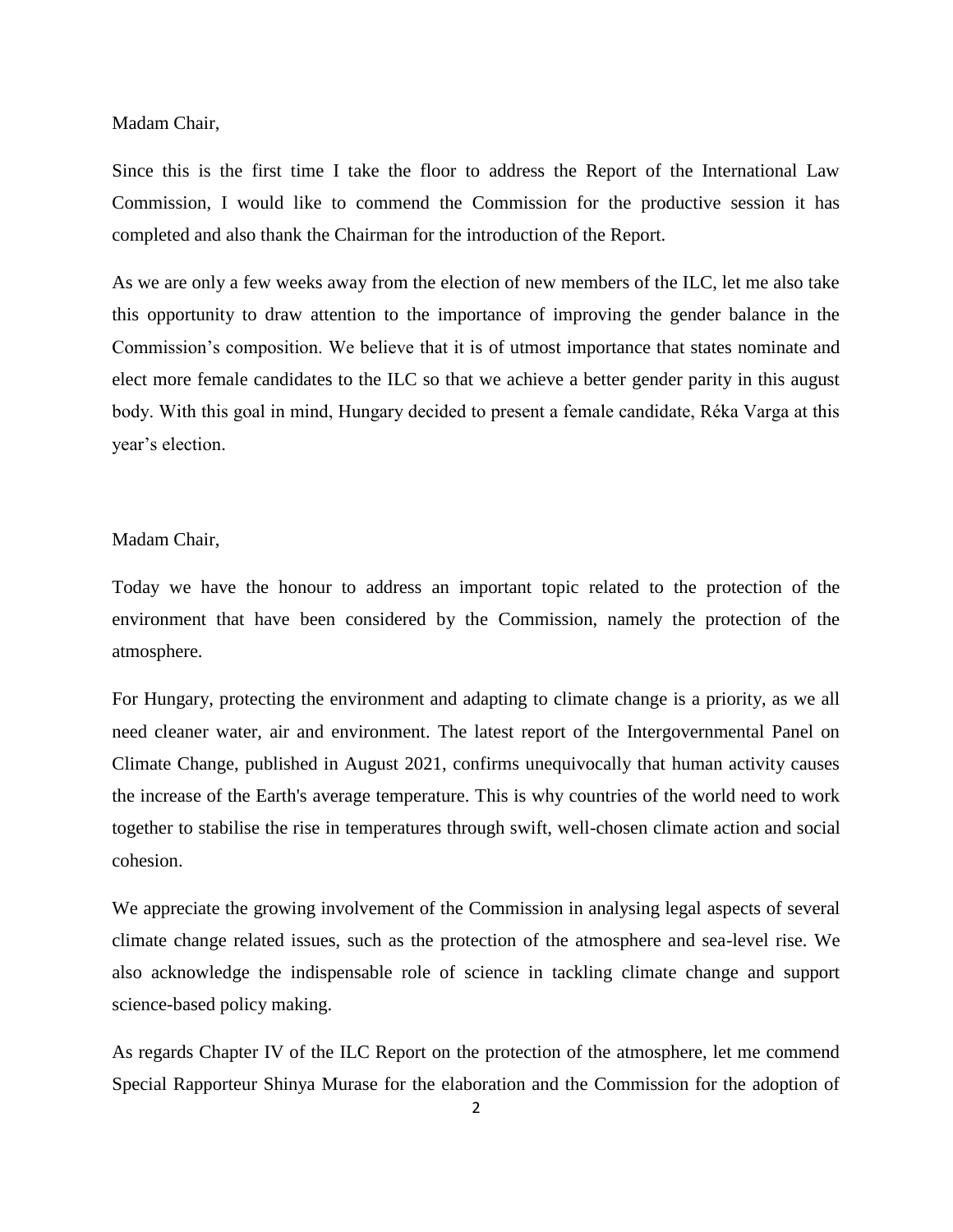Madam Chair,

Since this is the first time I take the floor to address the Report of the International Law Commission, I would like to commend the Commission for the productive session it has completed and also thank the Chairman for the introduction of the Report.

As we are only a few weeks away from the election of new members of the ILC, let me also take this opportunity to draw attention to the importance of improving the gender balance in the Commission's composition. We believe that it is of utmost importance that states nominate and elect more female candidates to the ILC so that we achieve a better gender parity in this august body. With this goal in mind, Hungary decided to present a female candidate, Réka Varga at this year's election.

Madam Chair,

Today we have the honour to address an important topic related to the protection of the environment that have been considered by the Commission, namely the protection of the atmosphere.

For Hungary, protecting the environment and adapting to climate change is a priority, as we all need cleaner water, air and environment. The latest report of the Intergovernmental Panel on Climate Change, published in August 2021, confirms unequivocally that human activity causes the increase of the Earth's average temperature. This is why countries of the world need to work together to stabilise the rise in temperatures through swift, well-chosen climate action and social cohesion.

We appreciate the growing involvement of the Commission in analysing legal aspects of several climate change related issues, such as the protection of the atmosphere and sea-level rise. We also acknowledge the indispensable role of science in tackling climate change and support science-based policy making.

As regards Chapter IV of the ILC Report on the protection of the atmosphere, let me commend Special Rapporteur Shinya Murase for the elaboration and the Commission for the adoption of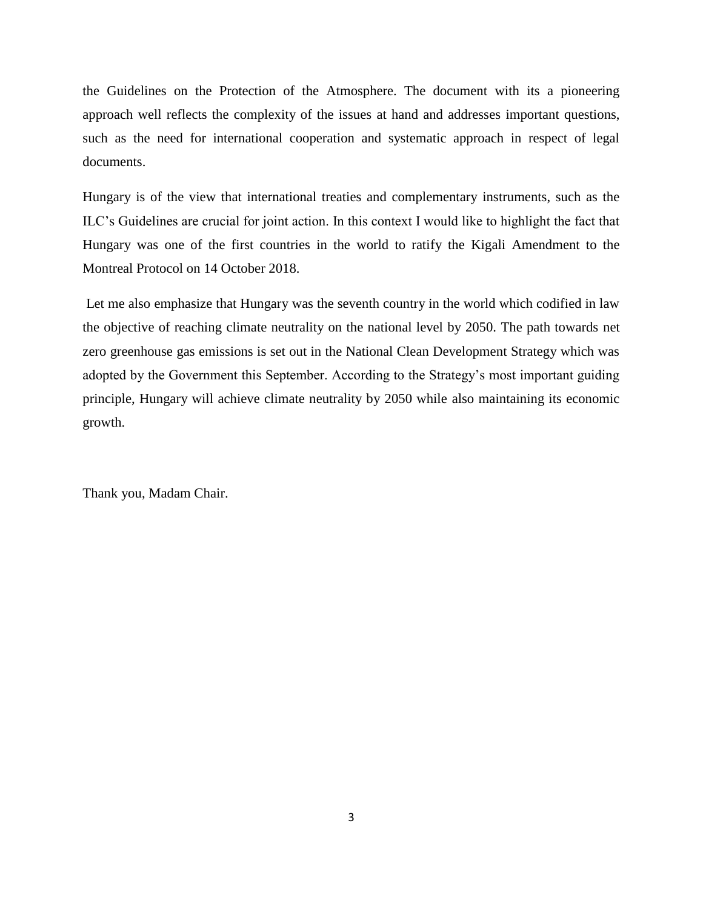the Guidelines on the Protection of the Atmosphere. The document with its a pioneering approach well reflects the complexity of the issues at hand and addresses important questions, such as the need for international cooperation and systematic approach in respect of legal documents.

Hungary is of the view that international treaties and complementary instruments, such as the ILC’s Guidelines are crucial for joint action. In this context I would like to highlight the fact that Hungary was one of the first countries in the world to ratify the Kigali Amendment to the Montreal Protocol on 14 October 2018.

Let me also emphasize that Hungary was the seventh country in the world which codified in law the objective of reaching climate neutrality on the national level by 2050. The path towards net zero greenhouse gas emissions is set out in the National Clean Development Strategy which was adopted by the Government this September. According to the Strategy’s most important guiding principle, Hungary will achieve climate neutrality by 2050 while also maintaining its economic growth.

Thank you, Madam Chair.